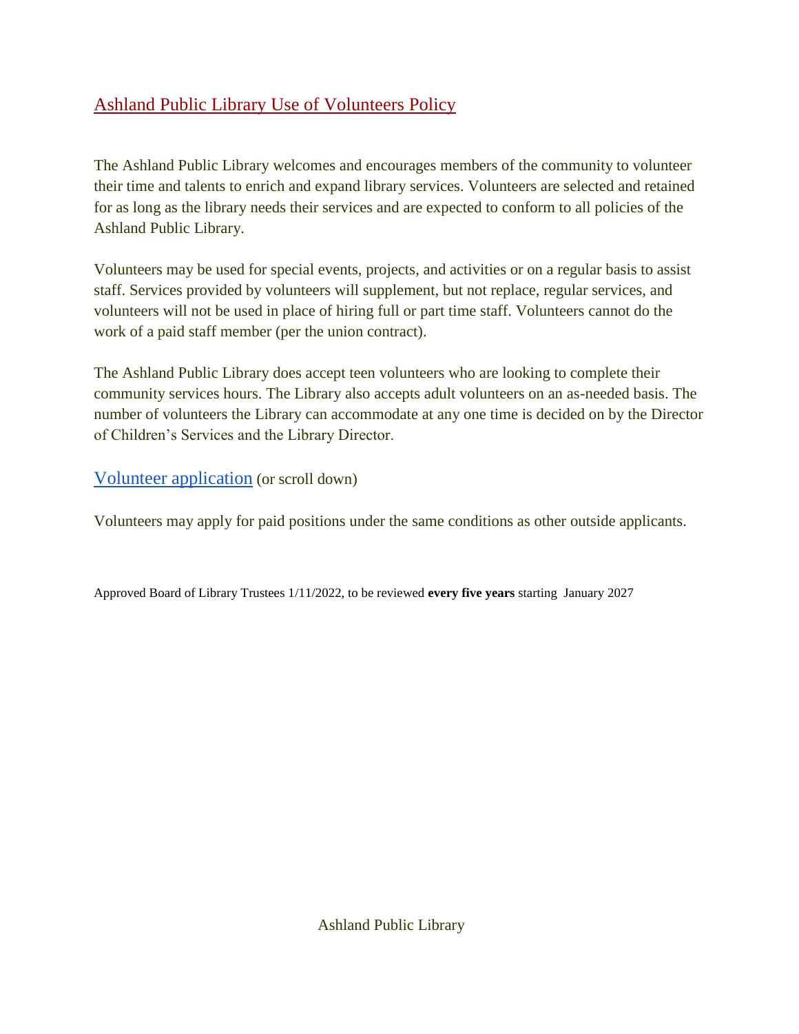# Ashland Public Library Use of Volunteers Policy

The Ashland Public Library welcomes and encourages members of the community to volunteer their time and talents to enrich and expand library services. Volunteers are selected and retained for as long as the library needs their services and are expected to conform to all policies of the Ashland Public Library.

Volunteers may be used for special events, projects, and activities or on a regular basis to assist staff. Services provided by volunteers will supplement, but not replace, regular services, and volunteers will not be used in place of hiring full or part time staff. Volunteers cannot do the work of a paid staff member (per the union contract).

The Ashland Public Library does accept teen volunteers who are looking to complete their community services hours. The Library also accepts adult volunteers on an as-needed basis. The number of volunteers the Library can accommodate at any one time is decided on by the Director of Children's Services and the Library Director.

Volunteer application (or scroll down)

Volunteers may apply for paid positions under the same conditions as other outside applicants.

Approved Board of Library Trustees 1/11/2022, to be reviewed **every five years** starting January 2027

Ashland Public Library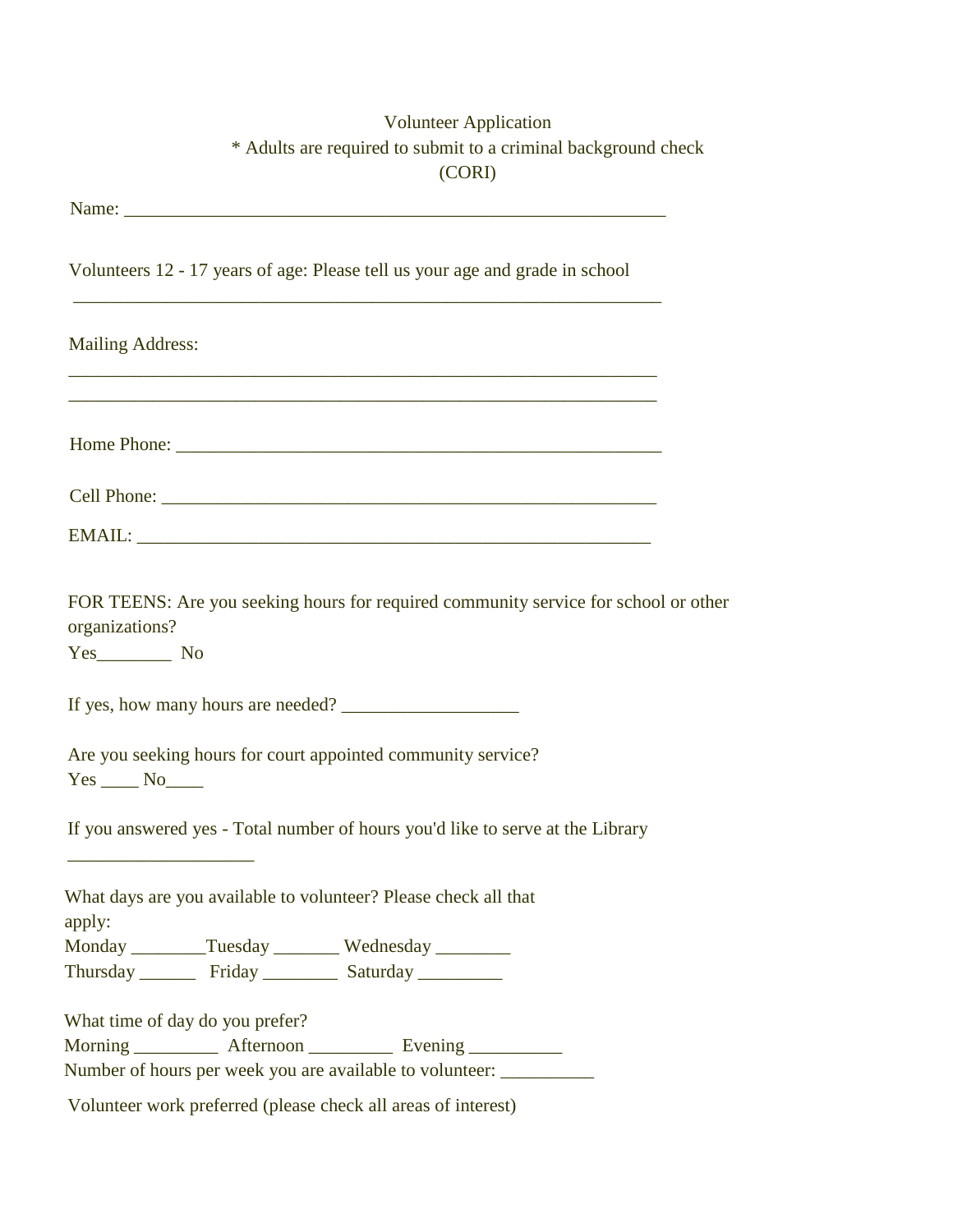Volunteer Application
* Adults are required to submit to a criminal background check (CORI)

Name: ___________________________________________________________

Volunteers 12 - 17 years of age: Please tell us your age and grade in school

_________________________________________________________________

Mailing Address:

_________________________________________________________________

_________________________________________________________________

Home Phone: ______________________________________________________

Cell Phone: _______________________________________________________

EMAIL: _________________________________________________________

FOR TEENS: Are you seeking hours for required community service for school or other organizations?

Yes________ No

If yes, how many hours are needed? ___________________

Are you seeking hours for court appointed community service?

Yes ____ No____

If you answered yes - Total number of hours you'd like to serve at the Library

____________________

What days are you available to volunteer? Please check all that apply:

Monday ________Tuesday _______ Wednesday ________

Thursday ______ Friday ________ Saturday _________

What time of day do you prefer?

Morning _________ Afternoon _________ Evening __________

Number of hours per week you are available to volunteer: __________

Volunteer work preferred (please check all areas of interest)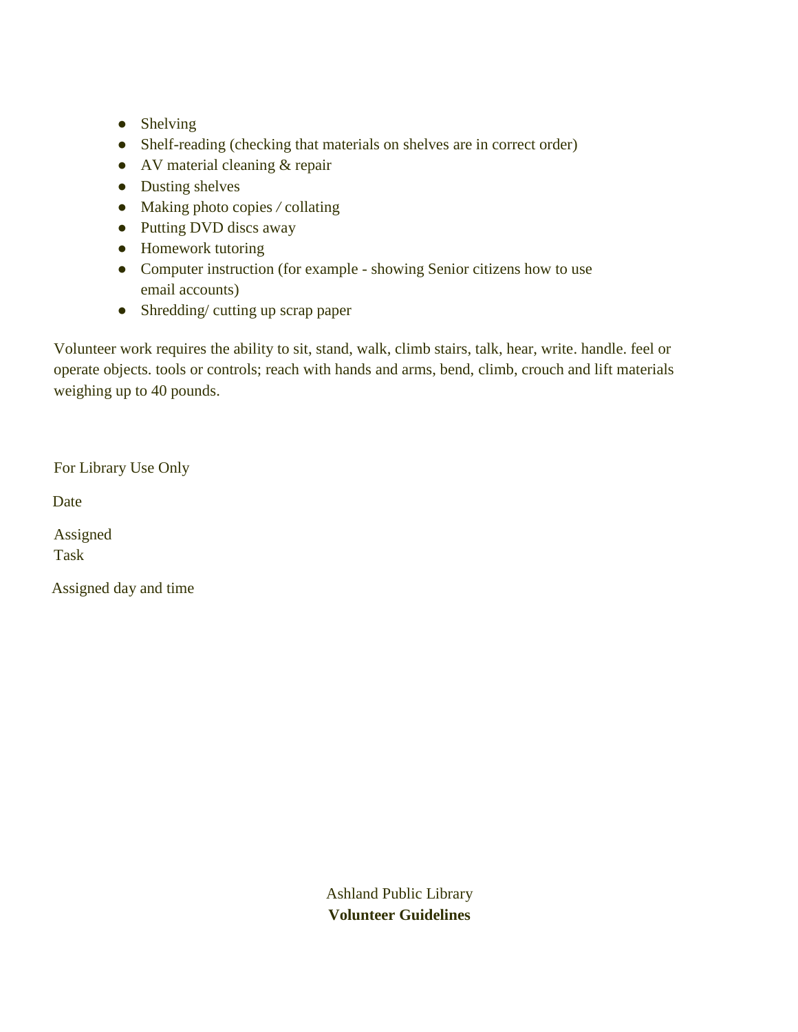- Shelving
- Shelf-reading (checking that materials on shelves are in correct order)
- AV material cleaning & repair
- Dusting shelves
- Making photo copies / collating
- Putting DVD discs away
- Homework tutoring
- Computer instruction (for example - showing Senior citizens how to use email accounts)
- Shredding/ cutting up scrap paper

Volunteer work requires the ability to sit, stand, walk, climb stairs, talk, hear, write. handle. feel or operate objects. tools or controls; reach with hands and arms, bend, climb, crouch and lift materials weighing up to 40 pounds.

For Library Use Only

Date

Assigned
Task

Assigned day and time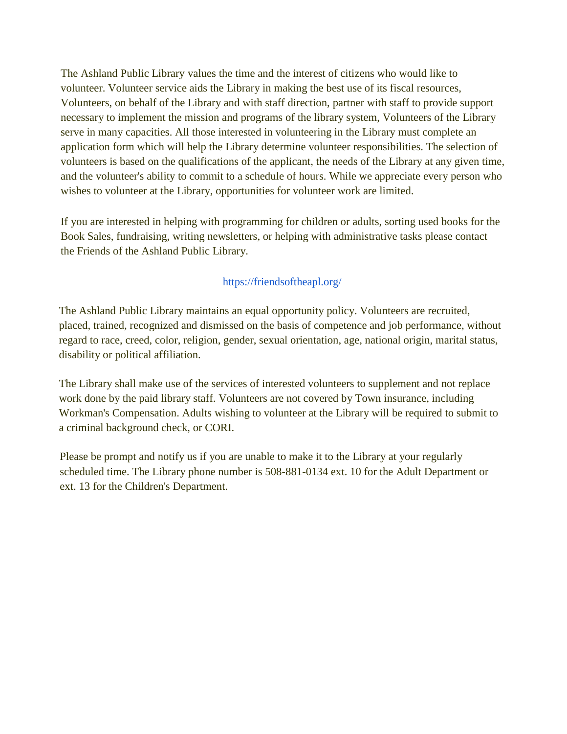The Ashland Public Library values the time and the interest of citizens who would like to volunteer. Volunteer service aids the Library in making the best use of its fiscal resources, Volunteers, on behalf of the Library and with staff direction, partner with staff to provide support necessary to implement the mission and programs of the library system, Volunteers of the Library serve in many capacities. All those interested in volunteering in the Library must complete an application form which will help the Library determine volunteer responsibilities. The selection of volunteers is based on the qualifications of the applicant, the needs of the Library at any given time, and the volunteer's ability to commit to a schedule of hours. While we appreciate every person who wishes to volunteer at the Library, opportunities for volunteer work are limited.

If you are interested in helping with programming for children or adults, sorting used books for the Book Sales, fundraising, writing newsletters, or helping with administrative tasks please contact the Friends of the Ashland Public Library.

https://friendsoftheapl.org/

The Ashland Public Library maintains an equal opportunity policy. Volunteers are recruited, placed, trained, recognized and dismissed on the basis of competence and job performance, without regard to race, creed, color, religion, gender, sexual orientation, age, national origin, marital status, disability or political affiliation.

The Library shall make use of the services of interested volunteers to supplement and not replace work done by the paid library staff. Volunteers are not covered by Town insurance, including Workman's Compensation. Adults wishing to volunteer at the Library will be required to submit to a criminal background check, or CORI.

Please be prompt and notify us if you are unable to make it to the Library at your regularly scheduled time. The Library phone number is 508-881-0134 ext. 10 for the Adult Department or ext. 13 for the Children's Department.